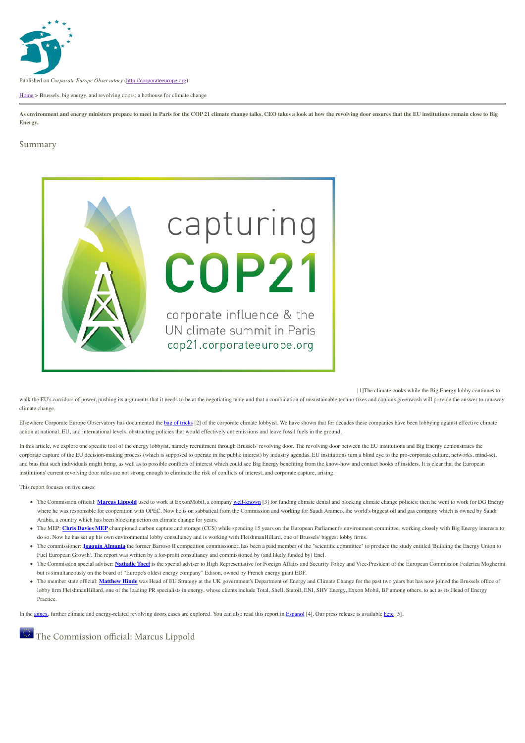Published on *Corporate Europe Observatory* (http://corporateeurope.org)

Home > Brussels, big energy, and revolving doors: a hothouse for climate change

**As environment and energy ministers prepare to meet in Paris for the COP 21 climate change talks, CEO takes a look at how the revolving door ensures that the EU institutions remain close to Big Energy.**

## Summary

[1]The climate cooks while the Big Energy lobby continues to walk the EU's corridors of power, pushing its arguments that it needs to be at the negotiating table and that a combination of unsustainable techno-fixes and copious greenwash will provide the answer to runaway climate change.

Elsewhere Corporate Europe Observatory has documented the bag of tricks [2] of the corporate climate lobbyist. We have shown that for decades these companies have been lobbying against effective climate action at national, EU, and international levels, obstructing policies that would effectively cut emissions and leave fossil fuels in the ground.

In this article, we explore one specific tool of the energy lobbyist, namely recruitment through Brussels' revolving door. The revolving door between the EU institutions and Big Energy demonstrates the corporate capture of the EU decision-making process (which is supposed to operate in the public interest) by industry agendas. EU institutions turn a blind eye to the pro-corporate culture, networks, mind-set, and bias that such individuals might bring, as well as to possible conflicts of interest which could see Big Energy benefiting from the know-how and contact books of insiders. It is clear that the European institutions' current revolving door rules are not strong enough to eliminate the risk of conflicts of interest, and corporate capture, arising.

This report focuses on five cases:

- The Commission official: **Marcus Lippold** used to work at ExxonMobil, a company well-known [3] for funding climate denial and blocking climate change policies; then he went to work for DG Energy where he was responsible for cooperation with OPEC. Now he is on sabbatical from the Commission and working for Saudi Aramco, the world's biggest oil and gas company which is owned by Saudi Arabia, a country which has been blocking action on climate change for years.
- The MEP: **Chris Davies MEP** championed carbon capture and storage (CCS) while spending 15 years on the European Parliament's environment committee, working closely with Big Energy interests to do so. Now he has set up his own environmental lobby consultancy and is working with FleishmanHillard, one of Brussels' biggest lobby firms.
- The commissioner: **Joaquín Almunia** the former Barroso II competition commissioner, has been a paid member of the "scientific committee" to produce the study entitled 'Building the Energy Union to Fuel European Growth'. The report was written by a for-profit consultancy and commissioned by (and likely funded by) Enel.
- The Commission special adviser: **Nathalie Tocci** is the special adviser to High Representative for Foreign Affairs and Security Policy and Vice-President of the European Commission Federica Mogherini but is simultaneously on the board of "Europe's oldest energy company" Edison, owned by French energy giant EDF.
- The member state official: **Matthew Hinde** was Head of EU Strategy at the UK government's Department of Energy and Climate Change for the past two years but has now joined the Brussels office of lobby firm FleishmanHillard, one of the leading PR specialists in energy, whose clients include Total, Shell, Statoil, ENI, SHV Energy, Exxon Mobil, BP among others, to act as its Head of Energy Practice.

In the annex, further climate and energy-related revolving doors cases are explored. You can also read this report in Espanol [4]. Our press release is available here [5].

## The Commission official: Marcus Lippold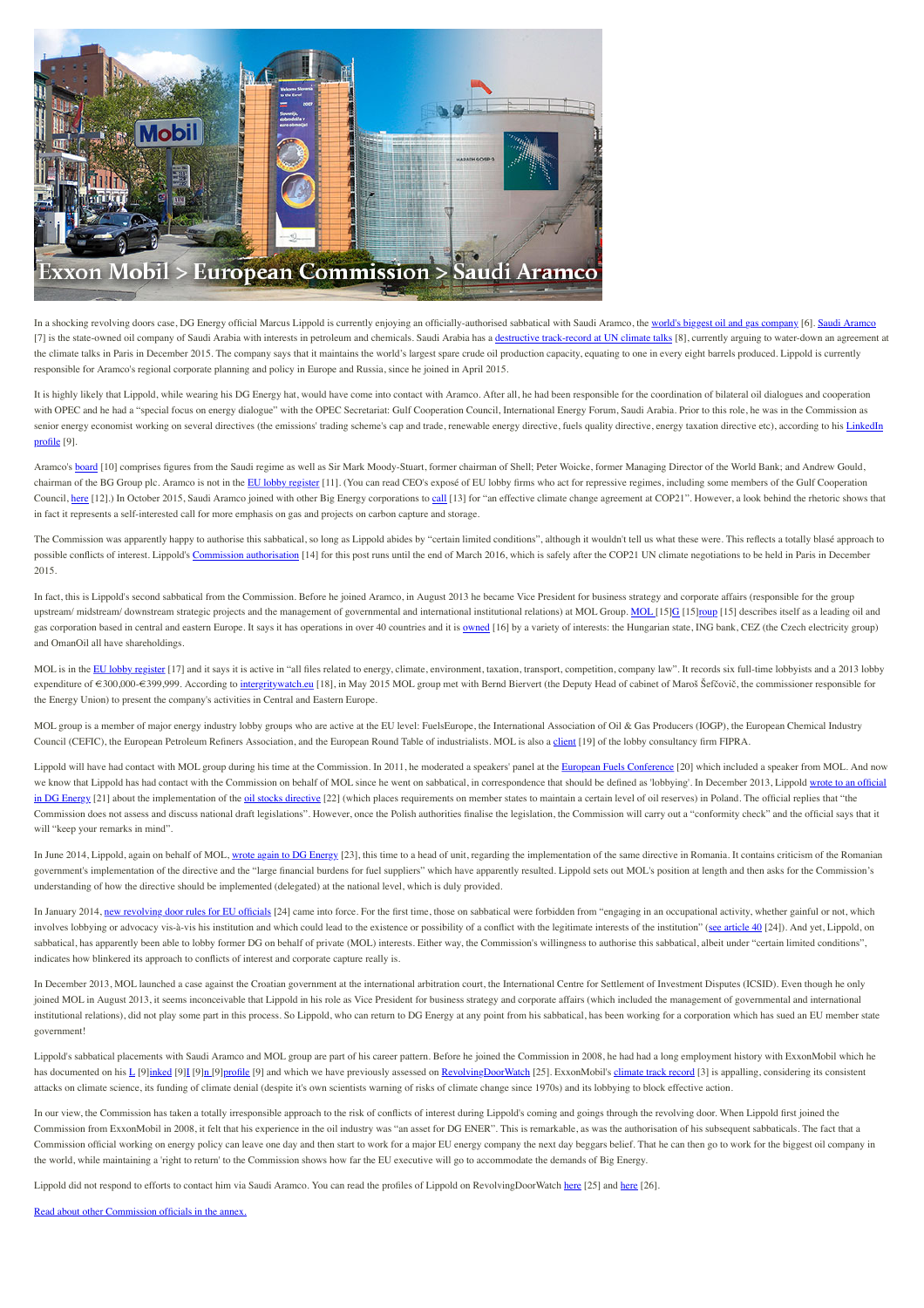Exxon Mobil > European Commission > Saudi Aramco

In a shocking revolving doors case, DG Energy official Marcus Lippold is currently enjoying an officially-authorised sabbatical with Saudi Aramco, the world's biggest oil and gas company [6]. Saudi Aramco [7] is the state-owned oil company of Saudi Arabia with interests in petroleum and chemicals. Saudi Arabia has a destructive track-record at UN climate talks [8], currently arguing to water-down an agreement at the climate talks in Paris in December 2015. The company says that it maintains the world's largest spare crude oil production capacity, equating to one in every eight barrels produced. Lippold is currently responsible for Aramco's regional corporate planning and policy in Europe and Russia, since he joined in April 2015.

It is highly likely that Lippold, while wearing his DG Energy hat, would have come into contact with Aramco. After all, he had been responsible for the coordination of bilateral oil dialogues and cooperation with OPEC and he had a "special focus on energy dialogue" with the OPEC Secretariat: Gulf Cooperation Council, International Energy Forum, Saudi Arabia. Prior to this role, he was in the Commission as senior energy economist working on several directives (the emissions' trading scheme's cap and trade, renewable energy directive, fuels quality directive, energy taxation directive etc), according to his LinkedIn profile [9].

Aramco's board [10] comprises figures from the Saudi regime as well as Sir Mark Moody-Stuart, former chairman of Shell; Peter Woicke, former Managing Director of the World Bank; and Andrew Gould, chairman of the BG Group plc. Aramco is not in the EU lobby register [11]. (You can read CEO's exposé of EU lobby firms who act for repressive regimes, including some members of the Gulf Cooperation Council, here [12].) In October 2015, Saudi Aramco joined with other Big Energy corporations to call [13] for "an effective climate change agreement at COP21". However, a look behind the rhetoric shows that in fact it represents a self-interested call for more emphasis on gas and projects on carbon capture and storage.

The Commission was apparently happy to authorise this sabbatical, so long as Lippold abides by "certain limited conditions", although it wouldn't tell us what these were. This reflects a totally blasé approach to possible conflicts of interest. Lippold's Commission authorisation [14] for this post runs until the end of March 2016, which is safely after the COP21 UN climate negotiations to be held in Paris in December 2015.

In fact, this is Lippold's second sabbatical from the Commission. Before he joined Aramco, in August 2013 he became Vice President for business strategy and corporate affairs (responsible for the group upstream/ midstream/ downstream strategic projects and the management of governmental and international institutional relations) at MOL Group. MOL [15]G [15]roup [15] describes itself as a leading oil and gas corporation based in central and eastern Europe. It says it has operations in over 40 countries and it is owned [16] by a variety of interests: the Hungarian state, ING bank, CEZ (the Czech electricity group) and OmanOil all have shareholdings.

MOL is in the EU lobby register [17] and it says it is active in "all files related to energy, climate, environment, taxation, transport, competition, company law". It records six full-time lobbyists and a 2013 lobby expenditure of €300,000-€399,999. According to intergritywatch.eu [18], in May 2015 MOL group met with Bernd Biervert (the Deputy Head of cabinet of Maroš Šefčovič, the commissioner responsible for the Energy Union) to present the company's activities in Central and Eastern Europe.

MOL group is a member of major energy industry lobby groups who are active at the EU level: FuelsEurope, the International Association of Oil & Gas Producers (IOGP), the European Chemical Industry Council (CEFIC), the European Petroleum Refiners Association, and the European Round Table of industrialists. MOL is also a client [19] of the lobby consultancy firm FIPRA.

Lippold will have had contact with MOL group during his time at the Commission. In 2011, he moderated a speakers' panel at the European Fuels Conference [20] which included a speaker from MOL. And now we know that Lippold has had contact with the Commission on behalf of MOL since he went on sabbatical, in correspondence that should be defined as 'lobbying'. In December 2013, Lippold wrote to an official in DG Energy [21] about the implementation of the oil stocks directive [22] (which places requirements on member states to maintain a certain level of oil reserves) in Poland. The official replies that "the Commission does not assess and discuss national draft legislations". However, once the Polish authorities finalise the legislation, the Commission will carry out a "conformity check" and the official says that it will "keep your remarks in mind".

In June 2014, Lippold, again on behalf of MOL, wrote again to DG Energy [23], this time to a head of unit, regarding the implementation of the same directive in Romania. It contains criticism of the Romanian government's implementation of the directive and the "large financial burdens for fuel suppliers" which have apparently resulted. Lippold sets out MOL's position at length and then asks for the Commission's understanding of how the directive should be implemented (delegated) at the national level, which is duly provided.

In January 2014, new revolving door rules for EU officials [24] came into force. For the first time, those on sabbatical were forbidden from "engaging in an occupational activity, whether gainful or not, which involves lobbying or advocacy vis-à-vis his institution and which could lead to the existence or possibility of a conflict with the legitimate interests of the institution" (see article 40 [24]). And yet, Lippold, on sabbatical, has apparently been able to lobby former DG on behalf of private (MOL) interests. Either way, the Commission's willingness to authorise this sabbatical, albeit under "certain limited conditions", indicates how blinkered its approach to conflicts of interest and corporate capture really is.

In December 2013, MOL launched a case against the Croatian government at the international arbitration court, the International Centre for Settlement of Investment Disputes (ICSID). Even though he only joined MOL in August 2013, it seems inconceivable that Lippold in his role as Vice President for business strategy and corporate affairs (which included the management of governmental and international institutional relations), did not play some part in this process. So Lippold, who can return to DG Energy at any point from his sabbatical, has been working for a corporation which has sued an EU member state government!

Lippold's sabbatical placements with Saudi Aramco and MOL group are part of his career pattern. Before he joined the Commission in 2008, he had had a long employment history with ExxonMobil which he has documented on his L [9]inked [9]I [9]n [9]profile [9] and which we have previously assessed on RevolvingDoorWatch [25]. ExxonMobil's climate track record [3] is appalling, considering its consistent attacks on climate science, its funding of climate denial (despite it's own scientists warning of risks of climate change since 1970s) and its lobbying to block effective action.

In our view, the Commission has taken a totally irresponsible approach to the risk of conflicts of interest during Lippold's coming and goings through the revolving door. When Lippold first joined the Commission from ExxonMobil in 2008, it felt that his experience in the oil industry was "an asset for DG ENER". This is remarkable, as was the authorisation of his subsequent sabbaticals. The fact that a Commission official working on energy policy can leave one day and then start to work for a major EU energy company the next day beggars belief. That he can then go to work for the biggest oil company in the world, while maintaining a 'right to return' to the Commission shows how far the EU executive will go to accommodate the demands of Big Energy.

Lippold did not respond to efforts to contact him via Saudi Aramco. You can read the profiles of Lippold on RevolvingDoorWatch here [25] and here [26].

Read about other Commission officials in the annex.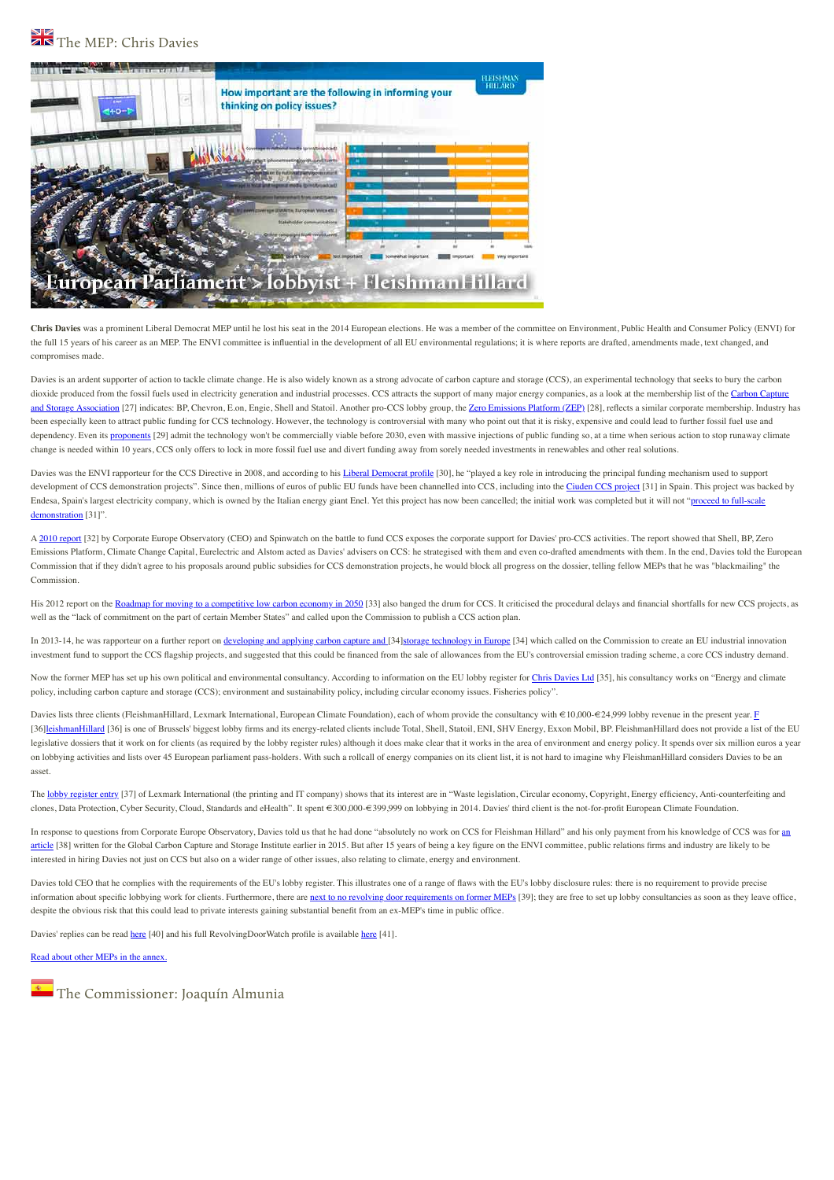## The MEP: Chris Davies

**Chris Davies** was a prominent Liberal Democrat MEP until he lost his seat in the 2014 European elections. He was a member of the committee on Environment, Public Health and Consumer Policy (ENVI) for the full 15 years of his career as an MEP. The ENVI committee is influential in the development of all EU environmental regulations; it is where reports are drafted, amendments made, text changed, and compromises made.

Davies is an ardent supporter of action to tackle climate change. He is also widely known as a strong advocate of carbon capture and storage (CCS), an experimental technology that seeks to bury the carbon dioxide produced from the fossil fuels used in electricity generation and industrial processes. CCS attracts the support of many major energy companies, as a look at the membership list of the Carbon Capture and Storage Association [27] indicates: BP, Chevron, E.on, Engie, Shell and Statoil. Another pro-CCS lobby group, the Zero Emissions Platform (ZEP) [28], reflects a similar corporate membership. Industry has been especially keen to attract public funding for CCS technology. However, the technology is controversial with many who point out that it is risky, expensive and could lead to further fossil fuel use and dependency. Even its proponents [29] admit the technology won't be commercially viable before 2030, even with massive injections of public funding so, at a time when serious action to stop runaway climate change is needed within 10 years, CCS only offers to lock in more fossil fuel use and divert funding away from sorely needed investments in renewables and other real solutions.

Davies was the ENVI rapporteur for the CCS Directive in 2008, and according to his Liberal Democrat profile [30], he "played a key role in introducing the principal funding mechanism used to support development of CCS demonstration projects". Since then, millions of euros of public EU funds have been channelled into CCS, including into the Ciuden CCS project [31] in Spain. This project was backed by Endesa, Spain's largest electricity company, which is owned by the Italian energy giant Enel. Yet this project has now been cancelled; the initial work was completed but it will not "proceed to full-scale demonstration [31]".

A 2010 report [32] by Corporate Europe Observatory (CEO) and Spinwatch on the battle to fund CCS exposes the corporate support for Davies' pro-CCS activities. The report showed that Shell, BP, Zero Emissions Platform, Climate Change Capital, Eurelectric and Alstom acted as Davies' advisers on CCS: he strategised with them and even co-drafted amendments with them. In the end, Davies told the European Commission that if they didn't agree to his proposals around public subsidies for CCS demonstration projects, he would block all progress on the dossier, telling fellow MEPs that he was "blackmailing" the Commission.

His 2012 report on the Roadmap for moving to a competitive low carbon economy in 2050 [33] also banged the drum for CCS. It criticised the procedural delays and financial shortfalls for new CCS projects, as well as the "lack of commitment on the part of certain Member States" and called upon the Commission to publish a CCS action plan.

In 2013-14, he was rapporteur on a further report on developing and applying carbon capture and [34]storage technology in Europe [34] which called on the Commission to create an EU industrial innovation investment fund to support the CCS flagship projects, and suggested that this could be financed from the sale of allowances from the EU's controversial emission trading scheme, a core CCS industry demand.

Now the former MEP has set up his own political and environmental consultancy. According to information on the EU lobby register for Chris Davies Ltd [35], his consultancy works on "Energy and climate policy, including carbon capture and storage (CCS); environment and sustainability policy, including circular economy issues. Fisheries policy".

Davies lists three clients (FleishmanHillard, Lexmark International, European Climate Foundation), each of whom provide the consultancy with €10,000-€24,999 lobby revenue in the present year. F [36]leishmanHillard [36] is one of Brussels' biggest lobby firms and its energy-related clients include Total, Shell, Statoil, ENI, SHV Energy, Exxon Mobil, BP. FleishmanHillard does not provide a list of the EU legislative dossiers that it work on for clients (as required by the lobby register rules) although it does make clear that it works in the area of environment and energy policy. It spends over six million euros a year on lobbying activities and lists over 45 European parliament pass-holders. With such a rollcall of energy companies on its client list, it is not hard to imagine why FleishmanHillard considers Davies to be an asset.

The lobby register entry [37] of Lexmark International (the printing and IT company) shows that its interest are in "Waste legislation, Circular economy, Copyright, Energy efficiency, Anti-counterfeiting and clones, Data Protection, Cyber Security, Cloud, Standards and eHealth". It spent €300,000-€399,999 on lobbying in 2014. Davies' third client is the not-for-profit European Climate Foundation.

In response to questions from Corporate Europe Observatory, Davies told us that he had done "absolutely no work on CCS for Fleishman Hillard" and his only payment from his knowledge of CCS was for an article [38] written for the Global Carbon Capture and Storage Institute earlier in 2015. But after 15 years of being a key figure on the ENVI committee, public relations firms and industry are likely to be interested in hiring Davies not just on CCS but also on a wider range of other issues, also relating to climate, energy and environment.

Davies told CEO that he complies with the requirements of the EU's lobby register. This illustrates one of a range of flaws with the EU's lobby disclosure rules: there is no requirement to provide precise information about specific lobbying work for clients. Furthermore, there are next to no revolving door requirements on former MEPs [39]; they are free to set up lobby consultancies as soon as they leave office, despite the obvious risk that this could lead to private interests gaining substantial benefit from an ex-MEP's time in public office.

Davies' replies can be read here [40] and his full RevolvingDoorWatch profile is available here [41].

Read about other MEPs in the annex.

## The Commissioner: Joaquín Almunia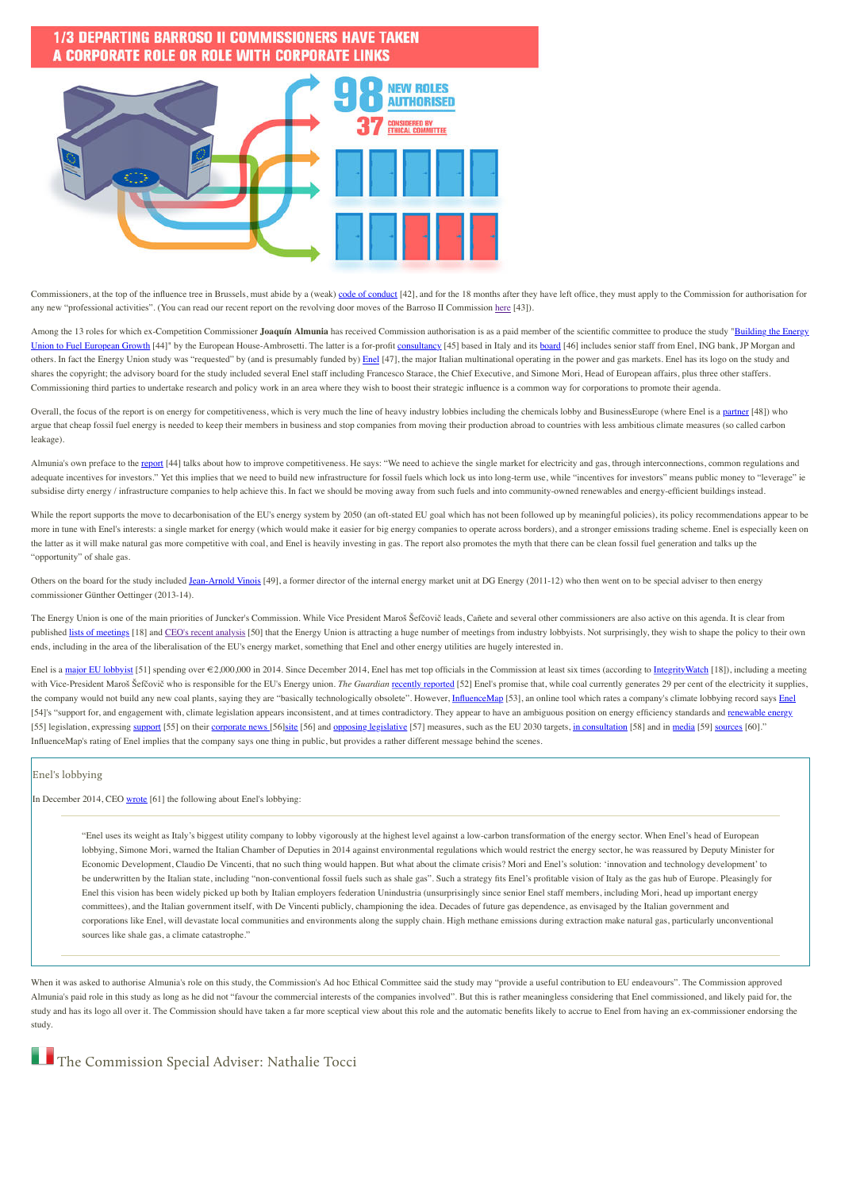## 1/3 DEPARTING BARROSO II COMMISSIONERS HAVE TAKEN A CORPORATE ROLE OR ROLE WITH CORPORATE LINKS

98 NEW ROLES AUTHORISED

37 CONSIDERED BY ETHICAL COMMITTEE

Commissioners, at the top of the influence tree in Brussels, must abide by a (weak) code of conduct [42], and for the 18 months after they have left office, they must apply to the Commission for authorisation for any new "professional activities". (You can read our recent report on the revolving door moves of the Barroso II Commission here [43]).

Among the 13 roles for which ex-Competition Commissioner **Joaquín Almunia** has received Commission authorisation is as a paid member of the scientific committee to produce the study "Building the Energy Union to Fuel European Growth [44]" by the European House-Ambrosetti. The latter is a for-profit consultancy [45] based in Italy and its board [46] includes senior staff from Enel, ING bank, JP Morgan and others. In fact the Energy Union study was "requested" by (and is presumably funded by) Enel [47], the major Italian multinational operating in the power and gas markets. Enel has its logo on the study and shares the copyright; the advisory board for the study included several Enel staff including Francesco Starace, the Chief Executive, and Simone Mori, Head of European affairs, plus three other staffers. Commissioning third parties to undertake research and policy work in an area where they wish to boost their strategic influence is a common way for corporations to promote their agenda.

Overall, the focus of the report is on energy for competitiveness, which is very much the line of heavy industry lobbies including the chemicals lobby and BusinessEurope (where Enel is a partner [48]) who argue that cheap fossil fuel energy is needed to keep their members in business and stop companies from moving their production abroad to countries with less ambitious climate measures (so called carbon leakage).

Almunia's own preface to the report [44] talks about how to improve competitiveness. He says: "We need to achieve the single market for electricity and gas, through interconnections, common regulations and adequate incentives for investors." Yet this implies that we need to build new infrastructure for fossil fuels which lock us into long-term use, while "incentives for investors" means public money to "leverage" ie subsidise dirty energy / infrastructure companies to help achieve this. In fact we should be moving away from such fuels and into community-owned renewables and energy-efficient buildings instead.

While the report supports the move to decarbonisation of the EU's energy system by 2050 (an oft-stated EU goal which has not been followed up by meaningful policies), its policy recommendations appear to be more in tune with Enel's interests: a single market for energy (which would make it easier for big energy companies to operate across borders), and a stronger emissions trading scheme. Enel is especially keen on the latter as it will make natural gas more competitive with coal, and Enel is heavily investing in gas. The report also promotes the myth that there can be clean fossil fuel generation and talks up the "opportunity" of shale gas.

Others on the board for the study included Jean-Arnold Vinois [49], a former director of the internal energy market unit at DG Energy (2011-12) who then went on to be special adviser to then energy commissioner Günther Oettinger (2013-14).

The Energy Union is one of the main priorities of Juncker's Commission. While Vice President Maroš Šefčovič leads, Cañete and several other commissioners are also active on this agenda. It is clear from published lists of meetings [18] and CEO's recent analysis [50] that the Energy Union is attracting a huge number of meetings from industry lobbyists. Not surprisingly, they wish to shape the policy to their own ends, including in the area of the liberalisation of the EU's energy market, something that Enel and other energy utilities are hugely interested in.

Enel is a major EU lobbyist [51] spending over €2,000,000 in 2014. Since December 2014, Enel has met top officials in the Commission at least six times (according to IntegrityWatch [18]), including a meeting with Vice-President Maroš Šefčovič who is responsible for the EU's Energy union. *The Guardian* recently reported [52] Enel's promise that, while coal currently generates 29 per cent of the electricity it supplies, the company would not build any new coal plants, saying they are "basically technologically obsolete". However, InfluenceMap [53], an online tool which rates a company's climate lobbying record says Enel [54]'s "support for, and engagement with, climate legislation appears inconsistent, and at times contradictory. They appear to have an ambiguous position on energy efficiency standards and renewable energy [55] legislation, expressing support [55] on their corporate news [56]site [56] and opposing legislative [57] measures, such as the EU 2030 targets, in consultation [58] and in media [59] sources [60]." InfluenceMap's rating of Enel implies that the company says one thing in public, but provides a rather different message behind the scenes.

### Enel's lobbying

In December 2014, CEO wrote [61] the following about Enel's lobbying:

> "Enel uses its weight as Italy's biggest utility company to lobby vigorously at the highest level against a low-carbon transformation of the energy sector. When Enel's head of European lobbying, Simone Mori, warned the Italian Chamber of Deputies in 2014 against environmental regulations which would restrict the energy sector, he was reassured by Deputy Minister for Economic Development, Claudio De Vincenti, that no such thing would happen. But what about the climate crisis? Mori and Enel's solution: 'innovation and technology development' to be underwritten by the Italian state, including "non-conventional fossil fuels such as shale gas". Such a strategy fits Enel's profitable vision of Italy as the gas hub of Europe. Pleasingly for Enel this vision has been widely picked up both by Italian employers federation Unindustria (unsurprisingly since senior Enel staff members, including Mori, head up important energy committees), and the Italian government itself, with De Vincenti publicly, championing the idea. Decades of future gas dependence, as envisaged by the Italian government and corporations like Enel, will devastate local communities and environments along the supply chain. High methane emissions during extraction make natural gas, particularly unconventional sources like shale gas, a climate catastrophe."

When it was asked to authorise Almunia's role on this study, the Commission's Ad hoc Ethical Committee said the study may "provide a useful contribution to EU endeavours". The Commission approved Almunia's paid role in this study as long as he did not "favour the commercial interests of the companies involved". But this is rather meaningless considering that Enel commissioned, and likely paid for, the study and has its logo all over it. The Commission should have taken a far more sceptical view about this role and the automatic benefits likely to accrue to Enel from having an ex-commissioner endorsing the study.

## The Commission Special Adviser: Nathalie Tocci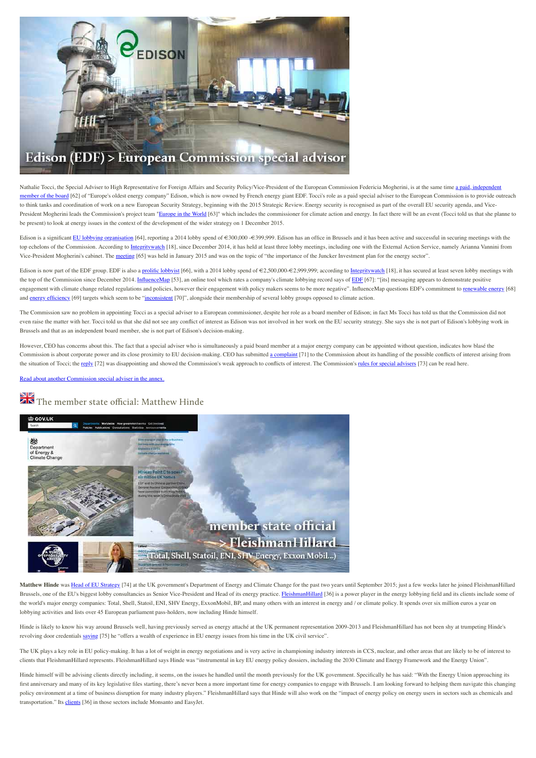Nathalie Tocci, the Special Adviser to High Representative for Foreign Affairs and Security Policy/Vice-President of the European Commission Federicia Mogherini, is at the same time a paid, independent member of the board [62] of "Europe's oldest energy company" Edison, which is now owned by French energy giant EDF. Tocci's role as a paid special adviser to the European Commission is to provide outreach to think tanks and coordination of work on a new European Security Strategy, beginning with the 2015 Strategic Review. Energy security is recognised as part of the overall EU security agenda, and Vice-President Mogherini leads the Commission's project team "Europe in the World [63]" which includes the commissioner for climate action and energy. In fact there will be an event (Tocci told us that she planne to be present) to look at energy issues in the context of the development of the wider strategy on 1 December 2015.

Edison is a significant EU lobbying organisation [64], reporting a 2014 lobby spend of €300,000 -€399,999. Edison has an office in Brussels and it has been active and successful in securing meetings with the top echelons of the Commission. According to Integritywatch [18], since December 2014, it has held at least three lobby meetings, including one with the External Action Service, namely Arianna Vannini from Vice-President Mogherini's cabinet. The meeting [65] was held in January 2015 and was on the topic of "the importance of the Juncker Investment plan for the energy sector".

Edison is now part of the EDF group. EDF is also a prolific lobbyist [66], with a 2014 lobby spend of €2,500,000-€2,999,999; according to Integritywatch [18], it has secured at least seven lobby meetings with the top of the Commission since December 2014. InfluenceMap [53], an online tool which rates a company's climate lobbying record says of EDF [67]: "[its] messaging appears to demonstrate positive engagement with climate change related regulations and policies, however their engagement with policy makers seems to be more negative". InfluenceMap questions EDF's commitment to renewable energy [68] and energy efficiency [69] targets which seem to be "inconsistent [70]", alongside their membership of several lobby groups opposed to climate action.

The Commission saw no problem in appointing Tocci as a special adviser to a European commissioner, despite her role as a board member of Edison; in fact Ms Tocci has told us that the Commission did not even raise the matter with her. Tocci told us that she did not see any conflict of interest as Edison was not involved in her work on the EU security strategy. She says she is not part of Edison's lobbying work in Brussels and that as an independent board member, she is not part of Edison's decision-making.

However, CEO has concerns about this. The fact that a special adviser who is simultaneously a paid board member at a major energy company can be appointed without question, indicates how blasé the Commission is about corporate power and its close proximity to EU decision-making. CEO has submitted a complaint [71] to the Commission about its handling of the possible conflicts of interest arising from the situation of Tocci; the reply [72] was disappointing and showed the Commission's weak approach to conflicts of interest. The Commission's rules for special advisers [73] can be read here.

Read about another Commission special adviser in the annex.

## The member state official: Matthew Hinde

**Matthew Hinde** was Head of EU Strategy [74] at the UK government's Department of Energy and Climate Change for the past two years until September 2015; just a few weeks later he joined FleishmanHillard Brussels, one of the EU's biggest lobby consultancies as Senior Vice-President and Head of its energy practice. FleishmanHillard [36] is a power player in the energy lobbying field and its clients include some of the world's major energy companies: Total, Shell, Statoil, ENI, SHV Energy, ExxonMobil, BP, and many others with an interest in energy and / or climate policy. It spends over six million euros a year on lobbying activities and lists over 45 European parliament pass-holders, now including Hinde himself.

Hinde is likely to know his way around Brussels well, having previously served as energy attaché at the UK permanent representation 2009-2013 and FleishmanHillard has not been shy at trumpeting Hinde's revolving door credentials saying [75] he "offers a wealth of experience in EU energy issues from his time in the UK civil service".

The UK plays a key role in EU policy-making. It has a lot of weight in energy negotiations and is very active in championing industry interests in CCS, nuclear, and other areas that are likely to be of interest to clients that FleishmanHillard represents. FleishmanHillard says Hinde was "instrumental in key EU energy policy dossiers, including the 2030 Climate and Energy Framework and the Energy Union".

Hinde himself will be advising clients directly including, it seems, on the issues he handled until the month previously for the UK government. Specifically he has said: "With the Energy Union approaching its first anniversary and many of its key legislative files starting, there's never been a more important time for energy companies to engage with Brussels. I am looking forward to helping them navigate this changing policy environment at a time of business disruption for many industry players." FleishmanHillard says that Hinde will also work on the "impact of energy policy on energy users in sectors such as chemicals and transportation." Its clients [36] in those sectors include Monsanto and EasyJet.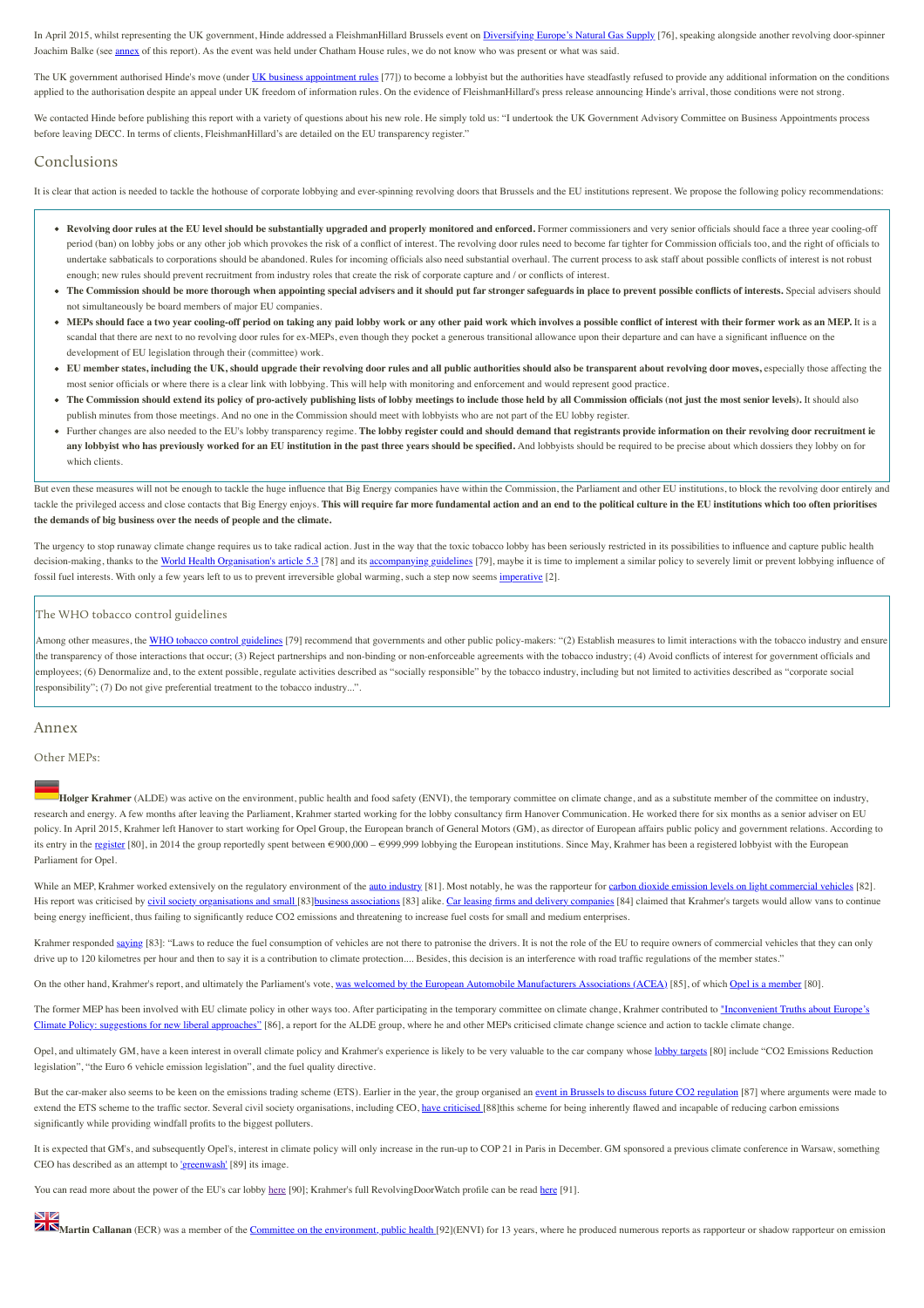In April 2015, whilst representing the UK government, Hinde addressed a FleishmanHillard Brussels event on Diversifying Europe's Natural Gas Supply [76], speaking alongside another revolving door-spinner Joachim Balke (see annex of this report). As the event was held under Chatham House rules, we do not know who was present or what was said.

The UK government authorised Hinde's move (under UK business appointment rules [77]) to become a lobbyist but the authorities have steadfastly refused to provide any additional information on the conditions applied to the authorisation despite an appeal under UK freedom of information rules. On the evidence of FleishmanHillard's press release announcing Hinde's arrival, those conditions were not strong.

We contacted Hinde before publishing this report with a variety of questions about his new role. He simply told us: "I undertook the UK Government Advisory Committee on Business Appointments process before leaving DECC. In terms of clients, FleishmanHillard's are detailed on the EU transparency register."

## Conclusions

It is clear that action is needed to tackle the hothouse of corporate lobbying and ever-spinning revolving doors that Brussels and the EU institutions represent. We propose the following policy recommendations:

- **Revolving door rules at the EU level should be substantially upgraded and properly monitored and enforced.** Former commissioners and very senior officials should face a three year cooling-off period (ban) on lobby jobs or any other job which provokes the risk of a conflict of interest. The revolving door rules need to become far tighter for Commission officials too, and the right of officials to undertake sabbaticals to corporations should be abandoned. Rules for incoming officials also need substantial overhaul. The current process to ask staff about possible conflicts of interest is not robust enough; new rules should prevent recruitment from industry roles that create the risk of corporate capture and / or conflicts of interest.
- **The Commission should be more thorough when appointing special advisers and it should put far stronger safeguards in place to prevent possible conflicts of interests.** Special advisers should not simultaneously be board members of major EU companies.
- **MEPs should face a two year cooling-off period on taking any paid lobby work or any other paid work which involves a possible conflict of interest with their former work as an MEP.** It is a scandal that there are next to no revolving door rules for ex-MEPs, even though they pocket a generous transitional allowance upon their departure and can have a significant influence on the development of EU legislation through their (committee) work.
- **EU member states, including the UK, should upgrade their revolving door rules and all public authorities should also be transparent about revolving door moves,** especially those affecting the most senior officials or where there is a clear link with lobbying. This will help with monitoring and enforcement and would represent good practice.
- **The Commission should extend its policy of pro-actively publishing lists of lobby meetings to include those held by all Commission officials (not just the most senior levels).** It should also publish minutes from those meetings. And no one in the Commission should meet with lobbyists who are not part of the EU lobby register.
- Further changes are also needed to the EU's lobby transparency regime. **The lobby register could and should demand that registrants provide information on their revolving door recruitment ie any lobbyist who has previously worked for an EU institution in the past three years should be specified.** And lobbyists should be required to be precise about which dossiers they lobby on for which clients.

But even these measures will not be enough to tackle the huge influence that Big Energy companies have within the Commission, the Parliament and other EU institutions, to block the revolving door entirely and tackle the privileged access and close contacts that Big Energy enjoys. **This will require far more fundamental action and an end to the political culture in the EU institutions which too often prioritises the demands of big business over the needs of people and the climate.**

The urgency to stop runaway climate change requires us to take radical action. Just in the way that the toxic tobacco lobby has been seriously restricted in its possibilities to influence and capture public health decision-making, thanks to the World Health Organisation's article 5.3 [78] and its accompanying guidelines [79], maybe it is time to implement a similar policy to severely limit or prevent lobbying influence of fossil fuel interests. With only a few years left to us to prevent irreversible global warming, such a step now seems imperative [2].

### The WHO tobacco control guidelines

Among other measures, the WHO tobacco control guidelines [79] recommend that governments and other public policy-makers: "(2) Establish measures to limit interactions with the tobacco industry and ensure the transparency of those interactions that occur; (3) Reject partnerships and non-binding or non-enforceable agreements with the tobacco industry; (4) Avoid conflicts of interest for government officials and employees; (6) Denormalize and, to the extent possible, regulate activities described as "socially responsible" by the tobacco industry, including but not limited to activities described as "corporate social responsibility"; (7) Do not give preferential treatment to the tobacco industry...".

## Annex

### Other MEPs:

**Holger Krahmer** (ALDE) was active on the environment, public health and food safety (ENVI), the temporary committee on climate change, and as a substitute member of the committee on industry, research and energy. A few months after leaving the Parliament, Krahmer started working for the lobby consultancy firm Hanover Communication. He worked there for six months as a senior adviser on EU policy. In April 2015, Krahmer left Hanover to start working for Opel Group, the European branch of General Motors (GM), as director of European affairs public policy and government relations. According to its entry in the register [80], in 2014 the group reportedly spent between €900,000 – €999,999 lobbying the European institutions. Since May, Krahmer has been a registered lobbyist with the European Parliament for Opel.

While an MEP, Krahmer worked extensively on the regulatory environment of the auto industry [81]. Most notably, he was the rapporteur for carbon dioxide emission levels on light commercial vehicles [82]. His report was criticised by civil society organisations and small [83]business associations [83] alike. Car leasing firms and delivery companies [84] claimed that Krahmer's targets would allow vans to continue being energy inefficient, thus failing to significantly reduce CO2 emissions and threatening to increase fuel costs for small and medium enterprises.

Krahmer responded saying [83]: "Laws to reduce the fuel consumption of vehicles are not there to patronise the drivers. It is not the role of the EU to require owners of commercial vehicles that they can only drive up to 120 kilometres per hour and then to say it is a contribution to climate protection.... Besides, this decision is an interference with road traffic regulations of the member states."

On the other hand, Krahmer's report, and ultimately the Parliament's vote, was welcomed by the European Automobile Manufacturers Associations (ACEA) [85], of which Opel is a member [80].

The former MEP has been involved with EU climate policy in other ways too. After participating in the temporary committee on climate change, Krahmer contributed to "Inconvenient Truths about Europe's Climate Policy: suggestions for new liberal approaches" [86], a report for the ALDE group, where he and other MEPs criticised climate change science and action to tackle climate change.

Opel, and ultimately GM, have a keen interest in overall climate policy and Krahmer's experience is likely to be very valuable to the car company whose lobby targets [80] include "CO2 Emissions Reduction legislation", "the Euro 6 vehicle emission legislation", and the fuel quality directive.

But the car-maker also seems to be keen on the emissions trading scheme (ETS). Earlier in the year, the group organised an event in Brussels to discuss future CO2 regulation [87] where arguments were made to extend the ETS scheme to the traffic sector. Several civil society organisations, including CEO, have criticised [88]this scheme for being inherently flawed and incapable of reducing carbon emissions significantly while providing windfall profits to the biggest polluters.

It is expected that GM's, and subsequently Opel's, interest in climate policy will only increase in the run-up to COP 21 in Paris in December. GM sponsored a previous climate conference in Warsaw, something CEO has described as an attempt to 'greenwash' [89] its image.

You can read more about the power of the EU's car lobby here [90]; Krahmer's full RevolvingDoorWatch profile can be read here [91].

**Martin Callanan** (ECR) was a member of the Committee on the environment, public health [92](ENVI) for 13 years, where he produced numerous reports as rapporteur or shadow rapporteur on emission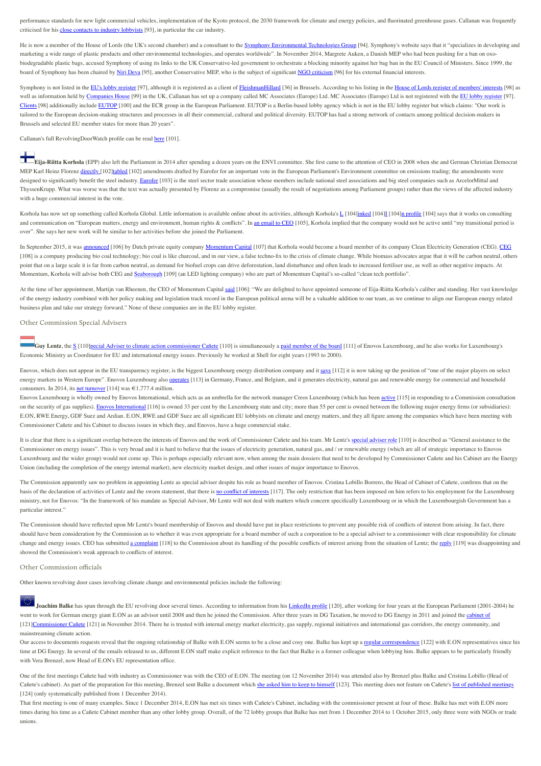performance standards for new light commercial vehicles, implementation of the Kyoto protocol, the 2030 framework for climate and energy policies, and fluorinated greenhouse gases. Callanan was frequently criticised for his close contacts to industry lobbyists [93], in particular the car industry.

He is now a member of the House of Lords (the UK's second chamber) and a consultant to the Symphony Environmental Technologies Group [94]. Symphony's website says that it "specializes in developing and marketing a wide range of plastic products and other environmental technologies, and operates worldwide". In November 2014, Margrete Auken, a Danish MEP who had been pushing for a ban on oxo-biodegradable plastic bags, accused Symphony of using its links to the UK Conservative-led government to orchestrate a blocking minority against her bag ban in the EU Council of Ministers. Since 1999, the board of Symphony has been chaired by Nirj Deva [95], another Conservative MEP, who is the subject of significant NGO criticism [96] for his external financial interests.

Symphony is not listed in the EU's lobby register [97], although it is registered as a client of FleishmanHillard [36] in Brussels. According to his listing in the House of Lords register of members' interests [98] as well as information held by Companies House [99] in the UK, Callanan has set up a company called MC Associates (Europe) Ltd. MC Associates (Europe) Ltd is not registered with the EU lobby register [97]. Clients [98] additionally include EUTOP [100] and the ECR group in the European Parliament. EUTOP is a Berlin-based lobby agency which is not in the EU lobby register but which claims: "Our work is tailored to the European decision-making structures and processes in all their commercial, cultural and political diversity. EUTOP has had a strong network of contacts among political decision-makers in Brussels and selected EU member states for more than 20 years".

Callanan's full RevolvingDoorWatch profile can be read here [101].

**Eija-Riitta Korhola** (EPP) also left the Parliament in 2014 after spending a dozen years on the ENVI committee. She first came to the attention of CEO in 2008 when she and German Christian Democrat MEP Karl Heinz Florenz directly [102]tabled [102] amendments drafted by Eurofer for an important vote in the European Parliament's Environment committee on emissions trading; the amendments were designed to significantly benefit the steel industry. Eurofer [103] is the steel sector trade association whose members include national steel associations and big steel companies such as ArcelorMittal and ThyssenKrupp. What was worse was that the text was actually presented by Florenz as a compromise (usually the result of negotiations among Parliament groups) rather than the views of the affected industry with a huge commercial interest in the vote.

Korhola has now set up something called Korhola Global. Little information is available online about its activities, although Korhola's L [104]inked [104]I [104]n profile [104] says that it works on consulting and communication on "European matters, energy and environment, human rights & conflicts". In an email to CEO [105], Korhola implied that the company would not be active until "my transitional period is over". She says her new work will be similar to her activities before she joined the Parliament.

In September 2015, it was announced [106] by Dutch private equity company Momentum Capital [107] that Korhola would become a board member of its company Clean Electricity Generation (CEG). CEG [108] is a company producing bio coal technology; bio coal is like charcoal, and in our view, a false techno-fix to the crisis of climate change. While biomass advocates argue that it will be carbon neutral, others point that on a large scale it is far from carbon neutral, as demand for biofuel crops can drive deforestation, land disturbance and often leads to increased fertiliser use, as well as other negative impacts. At Momentum, Korhola will advise both CEG and Seaborough [109] (an LED lighting company) who are part of Momentum Capital's so-called "clean tech portfolio".

At the time of her appointment, Martijn van Rheenen, the CEO of Momentum Capital said [106]: "We are delighted to have appointed someone of Eija-Riitta Korhola's caliber and standing. Her vast knowledge of the energy industry combined with her policy making and legislation track record in the European political arena will be a valuable addition to our team, as we continue to align our European energy related business plan and take our strategy forward." None of these companies are in the EU lobby register.

## Other Commission Special Advisers

**Guy Lentz**, the S [110]pecial Adviser to climate action commissioner Cañete [110] is simultaneously a paid member of the board [111] of Enovos Luxembourg, and he also works for Luxembourg's Economic Ministry as Coordinator for EU and international energy issues. Previously he worked at Shell for eight years (1993 to 2000).

Enovos, which does not appear in the EU transparency register, is the biggest Luxembourg energy distribution company and it says [112] it is now taking up the position of "one of the major players on select energy markets in Western Europe". Enovos Luxembourg also operates [113] in Germany, France, and Belgium, and it generates electricity, natural gas and renewable energy for commercial and household consumers. In 2014, its net turnover [114] was €1,777.4 million.

Enovos Luxembourg is wholly owned by Enovos International, which acts as an umbrella for the network manager Creos Luxembourg (which has been active [115] in responding to a Commission consultation on the security of gas supplies). Enovos International [116] is owned 33 per cent by the Luxembourg state and city; more than 55 per cent is owned between the following major energy firms (or subsidiaries): E.ON, RWE Energy, GDF Suez and Ardian. E.ON, RWE and GDF Suez are all significant EU lobbyists on climate and energy matters, and they all figure among the companies which have been meeting with Commissioner Cañete and his Cabinet to discuss issues in which they, and Enovos, have a huge commercial stake.

It is clear that there is a significant overlap between the interests of Enovos and the work of Commissioner Cañete and his team. Mr Lentz's special adviser role [110] is described as "General assistance to the Commissioner on energy issues". This is very broad and it is hard to believe that the issues of electricity generation, natural gas, and / or renewable energy (which are all of strategic importance to Enovos Luxembourg and the wider group) would not come up. This is perhaps especially relevant now, when among the main dossiers that need to be developed by Commissioner Cañete and his Cabinet are the Energy Union (including the completion of the energy internal market), new electricity market design, and other issues of major importance to Enovos.

The Commission apparently saw no problem in appointing Lentz as special adviser despite his role as board member of Enovos. Cristina Lobillo Borrero, the Head of Cabinet of Cañete, confirms that on the basis of the declaration of activities of Lentz and the sworn statement, that there is no conflict of interests [117]. The only restriction that has been imposed on him refers to his employment for the Luxembourg ministry, not for Enovos: "In the framework of his mandate as Special Advisor, Mr Lentz will not deal with matters which concern specifically Luxembourg or in which the Luxembourgish Government has a particular interest."

The Commission should have reflected upon Mr Lentz's board membership of Enovos and should have put in place restrictions to prevent any possible risk of conflicts of interest from arising. In fact, there should have been consideration by the Commission as to whether it was even appropriate for a board member of such a corporation to be a special adviser to a commissioner with clear responsibility for climate change and energy issues. CEO has submitted a complaint [118] to the Commission about its handling of the possible conflicts of interest arising from the situation of Lentz; the reply [119] was disappointing and showed the Commission's weak approach to conflicts of interest.

## Other Commission officials

Other known revolving door cases involving climate change and environmental policies include the following:

**Joachim Balke** has spun through the EU revolving door several times. According to information from his LinkedIn profile [120], after working for four years at the European Parliament (2001-2004) he went to work for German energy giant E.ON as an advisor until 2008 and then he joined the Commission. After three years in DG Taxation, he moved to DG Energy in 2011 and joined the cabinet of [121]Commissioner Cañete [121] in November 2014. There he is trusted with internal energy market electricity, gas supply, regional initiatives and international gas corridors, the energy community, and mainstreaming climate action.

Our access to documents requests reveal that the ongoing relationship of Balke with E.ON seems to be a close and cosy one. Balke has kept up a regular correspondence [122] with E.ON representatives since his time at DG Energy. In several of the emails released to us, different E.ON staff make explicit reference to the fact that Balke is a former colleague when lobbying him. Balke appears to be particularly friendly with Vera Brenzel, now Head of E.ON's EU representation office.

One of the first meetings Cañete had with industry as Commissioner was with the CEO of E.ON. The meeting (on 12 November 2014) was attended also by Brenzel plus Balke and Cristina Lobillo (Head of Cañete's cabinet). As part of the preparation for this meeting, Brenzel sent Balke a document which she asked him to keep to himself [123]. This meeting does not feature on Cañete's list of published meetings [124] (only systematically published from 1 December 2014).

That first meeting is one of many examples. Since 1 December 2014, E.ON has met six times with Cañete's Cabinet, including with the commissioner present at four of these. Balke has met with E.ON more times during his time as a Cañete Cabinet member than any other lobby group. Overall, of the 72 lobby groups that Balke has met from 1 December 2014 to 1 October 2015, only three were with NGOs or trade unions.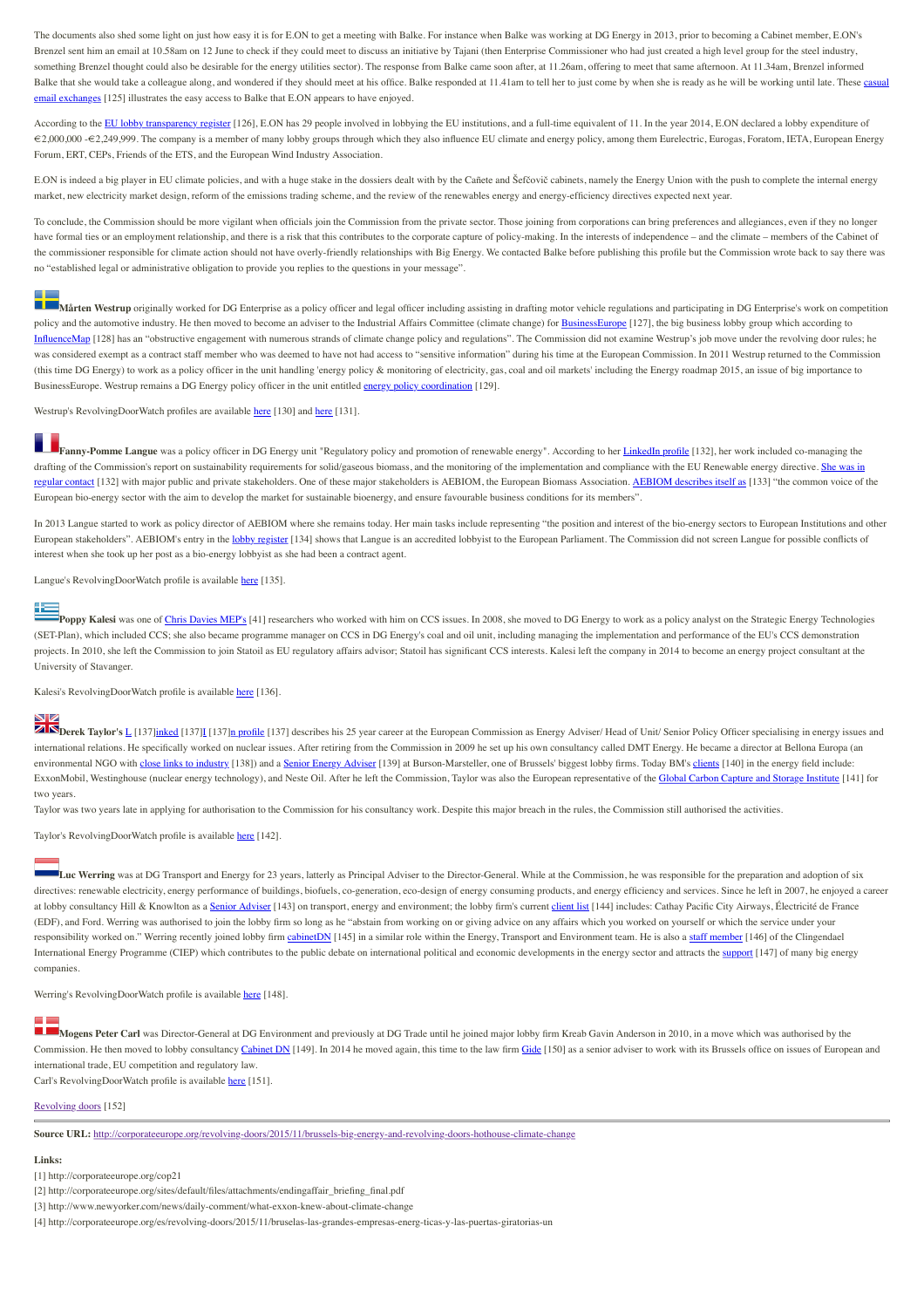The documents also shed some light on just how easy it is for E.ON to get a meeting with Balke. For instance when Balke was working at DG Energy in 2013, prior to becoming a Cabinet member, E.ON's Brenzel sent him an email at 10.58am on 12 June to check if they could meet to discuss an initiative by Tajani (then Enterprise Commissioner who had just created a high level group for the steel industry, something Brenzel thought could also be desirable for the energy utilities sector). The response from Balke came soon after, at 11.26am, offering to meet that same afternoon. At 11.34am, Brenzel informed Balke that she would take a colleague along, and wondered if they should meet at his office. Balke responded at 11.41am to tell her to just come by when she is ready as he will be working until late. These casual email exchanges [125] illustrates the easy access to Balke that E.ON appears to have enjoyed.

According to the EU lobby transparency register [126], E.ON has 29 people involved in lobbying the EU institutions, and a full-time equivalent of 11. In the year 2014, E.ON declared a lobby expenditure of €2,000,000 -€2,249,999. The company is a member of many lobby groups through which they also influence EU climate and energy policy, among them Eurelectric, Eurogas, Foratom, IETA, European Energy Forum, ERT, CEPs, Friends of the ETS, and the European Wind Industry Association.

E.ON is indeed a big player in EU climate policies, and with a huge stake in the dossiers dealt with by the Cañete and Šefčovič cabinets, namely the Energy Union with the push to complete the internal energy market, new electricity market design, reform of the emissions trading scheme, and the review of the renewables energy and energy-efficiency directives expected next year.

To conclude, the Commission should be more vigilant when officials join the Commission from the private sector. Those joining from corporations can bring preferences and allegiances, even if they no longer have formal ties or an employment relationship, and there is a risk that this contributes to the corporate capture of policy-making. In the interests of independence – and the climate – members of the Cabinet of the commissioner responsible for climate action should not have overly-friendly relationships with Big Energy. We contacted Balke before publishing this profile but the Commission wrote back to say there was no "established legal or administrative obligation to provide you replies to the questions in your message".

**Mårten Westrup** originally worked for DG Enterprise as a policy officer and legal officer including assisting in drafting motor vehicle regulations and participating in DG Enterprise's work on competition policy and the automotive industry. He then moved to become an adviser to the Industrial Affairs Committee (climate change) for BusinessEurope [127], the big business lobby group which according to InfluenceMap [128] has an "obstructive engagement with numerous strands of climate change policy and regulations". The Commission did not examine Westrup's job move under the revolving door rules; he was considered exempt as a contract staff member who was deemed to have not had access to "sensitive information" during his time at the European Commission. In 2011 Westrup returned to the Commission (this time DG Energy) to work as a policy officer in the unit handling 'energy policy & monitoring of electricity, gas, coal and oil markets' including the Energy roadmap 2015, an issue of big importance to BusinessEurope. Westrup remains a DG Energy policy officer in the unit entitled energy policy coordination [129].

Westrup's RevolvingDoorWatch profiles are available here [130] and here [131].

**Fanny-Pomme Langue** was a policy officer in DG Energy unit "Regulatory policy and promotion of renewable energy". According to her LinkedIn profile [132], her work included co-managing the drafting of the Commission's report on sustainability requirements for solid/gaseous biomass, and the monitoring of the implementation and compliance with the EU Renewable energy directive. She was in regular contact [132] with major public and private stakeholders. One of these major stakeholders is AEBIOM, the European Biomass Association. AEBIOM describes itself as [133] "the common voice of the European bio-energy sector with the aim to develop the market for sustainable bioenergy, and ensure favourable business conditions for its members".

In 2013 Langue started to work as policy director of AEBIOM where she remains today. Her main tasks include representing "the position and interest of the bio-energy sectors to European Institutions and other European stakeholders". AEBIOM's entry in the lobby register [134] shows that Langue is an accredited lobbyist to the European Parliament. The Commission did not screen Langue for possible conflicts of interest when she took up her post as a bio-energy lobbyist as she had been a contract agent.

Langue's RevolvingDoorWatch profile is available here [135].

**Poppy Kalesi** was one of Chris Davies MEP's [41] researchers who worked with him on CCS issues. In 2008, she moved to DG Energy to work as a policy analyst on the Strategic Energy Technologies (SET-Plan), which included CCS; she also became programme manager on CCS in DG Energy's coal and oil unit, including managing the implementation and performance of the EU's CCS demonstration projects. In 2010, she left the Commission to join Statoil as EU regulatory affairs advisor; Statoil has significant CCS interests. Kalesi left the company in 2014 to become an energy project consultant at the University of Stavanger.

Kalesi's RevolvingDoorWatch profile is available here [136].

**Derek Taylor's** L [137]inked [137]I [137]n profile [137] describes his 25 year career at the European Commission as Energy Adviser/ Head of Unit/ Senior Policy Officer specialising in energy issues and international relations. He specifically worked on nuclear issues. After retiring from the Commission in 2009 he set up his own consultancy called DMT Energy. He became a director at Bellona Europa (an environmental NGO with close links to industry [138]) and a Senior Energy Adviser [139] at Burson-Marsteller, one of Brussels' biggest lobby firms. Today BM's clients [140] in the energy field include: ExxonMobil, Westinghouse (nuclear energy technology), and Neste Oil. After he left the Commission, Taylor was also the European representative of the Global Carbon Capture and Storage Institute [141] for two years.

Taylor was two years late in applying for authorisation to the Commission for his consultancy work. Despite this major breach in the rules, the Commission still authorised the activities.

Taylor's RevolvingDoorWatch profile is available here [142].

**Luc Werring** was at DG Transport and Energy for 23 years, latterly as Principal Adviser to the Director-General. While at the Commission, he was responsible for the preparation and adoption of six directives: renewable electricity, energy performance of buildings, biofuels, co-generation, eco-design of energy consuming products, and energy efficiency and services. Since he left in 2007, he enjoyed a career at lobby consultancy Hill & Knowlton as a Senior Adviser [143] on transport, energy and environment; the lobby firm's current client list [144] includes: Cathay Pacific City Airways, Électricité de France (EDF), and Ford. Werring was authorised to join the lobby firm so long as he "abstain from working on or giving advice on any affairs which you worked on yourself or which the service under your responsibility worked on." Werring recently joined lobby firm cabinetDN [145] in a similar role within the Energy, Transport and Environment team. He is also a staff member [146] of the Clingendael International Energy Programme (CIEP) which contributes to the public debate on international political and economic developments in the energy sector and attracts the support [147] of many big energy companies.

Werring's RevolvingDoorWatch profile is available here [148].

**Mogens Peter Carl** was Director-General at DG Environment and previously at DG Trade until he joined major lobby firm Kreab Gavin Anderson in 2010, in a move which was authorised by the Commission. He then moved to lobby consultancy Cabinet DN [149]. In 2014 he moved again, this time to the law firm Gide [150] as a senior adviser to work with its Brussels office on issues of European and international trade, EU competition and regulatory law.
Carl's RevolvingDoorWatch profile is available here [151].

Revolving doors [152]

---

**Source URL:** http://corporateeurope.org/revolving-doors/2015/11/brussels-big-energy-and-revolving-doors-hothouse-climate-change

**Links:**
[1] http://corporateeurope.org/cop21
[2] http://corporateeurope.org/sites/default/files/attachments/endingaffair_briefing_final.pdf
[3] http://www.newyorker.com/news/daily-comment/what-exxon-knew-about-climate-change
[4] http://corporateeurope.org/es/revolving-doors/2015/11/bruselas-las-grandes-empresas-energ-ticas-y-las-puertas-giratorias-un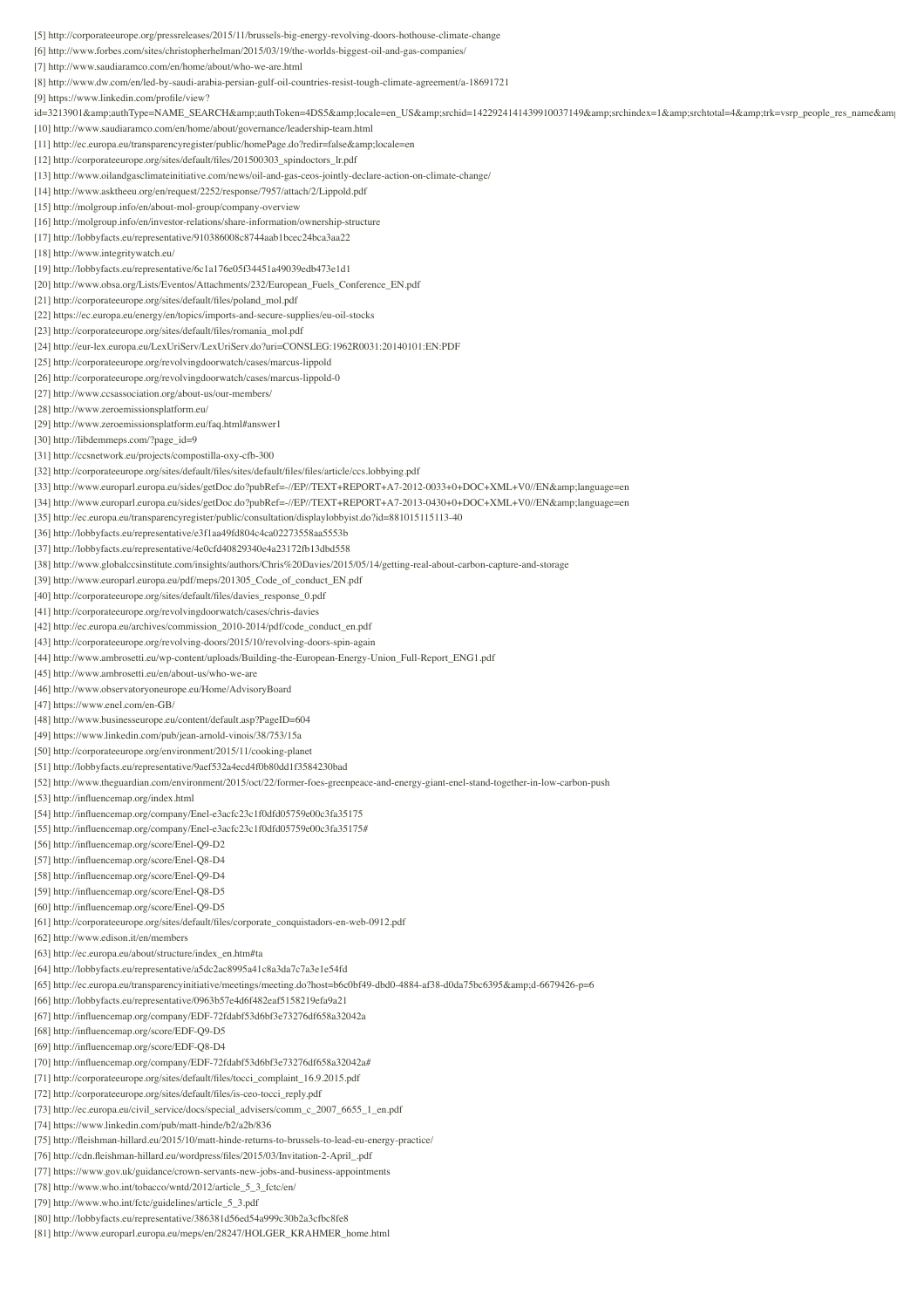[5] http://corporateeurope.org/pressreleases/2015/11/brussels-big-energy-revolving-doors-hothouse-climate-change
[6] http://www.forbes.com/sites/christopherhelman/2015/03/19/the-worlds-biggest-oil-and-gas-companies/
[7] http://www.saudiaramco.com/en/home/about/who-we-are.html
[8] http://www.dw.com/en/led-by-saudi-arabia-persian-gulf-oil-countries-resist-tough-climate-agreement/a-18691721
[9] https://www.linkedin.com/profile/view?id=3213901&amp;authType=NAME_SEARCH&amp;authToken=4DS5&amp;locale=en_US&amp;srchid=1422924141439910037149&amp;srchindex=1&amp;srchtotal=4&amp;trk=vsrp_people_res_name&amp;
[10] http://www.saudiaramco.com/en/home/about/governance/leadership-team.html
[11] http://ec.europa.eu/transparencyregister/public/homePage.do?redir=false&amp;locale=en
[12] http://corporateeurope.org/sites/default/files/201500303_spindoctors_lr.pdf
[13] http://www.oilandgasclimateinitiative.com/news/oil-and-gas-ceos-jointly-declare-action-on-climate-change/
[14] http://www.asktheeu.org/en/request/2252/response/7957/attach/2/Lippold.pdf
[15] http://molgroup.info/en/about-mol-group/company-overview
[16] http://molgroup.info/en/investor-relations/share-information/ownership-structure
[17] http://lobbyfacts.eu/representative/910386008c8744aab1bcec24bca3aa22
[18] http://www.integritywatch.eu/
[19] http://lobbyfacts.eu/representative/6c1a176e05f34451a49039edb473e1d1
[20] http://www.obsa.org/Lists/Eventos/Attachments/232/European_Fuels_Conference_EN.pdf
[21] http://corporateeurope.org/sites/default/files/poland_mol.pdf
[22] https://ec.europa.eu/energy/en/topics/imports-and-secure-supplies/eu-oil-stocks
[23] http://corporateeurope.org/sites/default/files/romania_mol.pdf
[24] http://eur-lex.europa.eu/LexUriServ/LexUriServ.do?uri=CONSLEG:1962R0031:20140101:EN:PDF
[25] http://corporateeurope.org/revolvingdoorwatch/cases/marcus-lippold
[26] http://corporateeurope.org/revolvingdoorwatch/cases/marcus-lippold-0
[27] http://www.ccsassociation.org/about-us/our-members/
[28] http://www.zeroemissionsplatform.eu/
[29] http://www.zeroemissionsplatform.eu/faq.html#answer1
[30] http://libdemmeps.com/?page_id=9
[31] http://ccsnetwork.eu/projects/compostilla-oxy-cfb-300
[32] http://corporateeurope.org/sites/default/files/sites/default/files/files/article/ccs.lobbying.pdf
[33] http://www.europarl.europa.eu/sides/getDoc.do?pubRef=-//EP//TEXT+REPORT+A7-2012-0033+0+DOC+XML+V0//EN&amp;language=en
[34] http://www.europarl.europa.eu/sides/getDoc.do?pubRef=-//EP//TEXT+REPORT+A7-2013-0430+0+DOC+XML+V0//EN&amp;language=en
[35] http://ec.europa.eu/transparencyregister/public/consultation/displaylobbyist.do?id=881015115113-40
[36] http://lobbyfacts.eu/representative/e3f1aa49fd804c4ca02273558aa5553b
[37] http://lobbyfacts.eu/representative/4e0cfd40829340e4a23172fb13dbd558
[38] http://www.globalccsinstitute.com/insights/authors/Chris%20Davies/2015/05/14/getting-real-about-carbon-capture-and-storage
[39] http://www.europarl.europa.eu/pdf/meps/201305_Code_of_conduct_EN.pdf
[40] http://corporateeurope.org/sites/default/files/davies_response_0.pdf
[41] http://corporateeurope.org/revolvingdoorwatch/cases/chris-davies
[42] http://ec.europa.eu/archives/commission_2010-2014/pdf/code_conduct_en.pdf
[43] http://corporateeurope.org/revolving-doors/2015/10/revolving-doors-spin-again
[44] http://www.ambrosetti.eu/wp-content/uploads/Building-the-European-Energy-Union_Full-Report_ENG1.pdf
[45] http://www.ambrosetti.eu/en/about-us/who-we-are
[46] http://www.observatoryoneurope.eu/Home/AdvisoryBoard
[47] https://www.enel.com/en-GB/
[48] http://www.businesseurope.eu/content/default.asp?PageID=604
[49] https://www.linkedin.com/pub/jean-arnold-vinois/38/753/15a
[50] http://corporateeurope.org/environment/2015/11/cooking-planet
[51] http://lobbyfacts.eu/representative/9aef532a4ecd4f0b80dd1f3584230bad
[52] http://www.theguardian.com/environment/2015/oct/22/former-foes-greenpeace-and-energy-giant-enel-stand-together-in-low-carbon-push
[53] http://influencemap.org/index.html
[54] http://influencemap.org/company/Enel-e3acfc23c1f0dfd05759e00c3fa35175
[55] http://influencemap.org/company/Enel-e3acfc23c1f0dfd05759e00c3fa35175#
[56] http://influencemap.org/score/Enel-Q9-D2
[57] http://influencemap.org/score/Enel-Q8-D4
[58] http://influencemap.org/score/Enel-Q9-D4
[59] http://influencemap.org/score/Enel-Q8-D5
[60] http://influencemap.org/score/Enel-Q9-D5
[61] http://corporateeurope.org/sites/default/files/corporate_conquistadors-en-web-0912.pdf
[62] http://www.edison.it/en/members
[63] http://ec.europa.eu/about/structure/index_en.htm#ta
[64] http://lobbyfacts.eu/representative/a5dc2ac8995a41c8a3da7c7a3e1e54fd
[65] http://ec.europa.eu/transparencyinitiative/meetings/meeting.do?host=b6c0bf49-dbd0-4884-af38-d0da75bc6395&amp;d-6679426-p=6
[66] http://lobbyfacts.eu/representative/0963b57e4d6f482eaf5158219efa9a21
[67] http://influencemap.org/company/EDF-72fdabf53d6bf3e73276df658a32042a
[68] http://influencemap.org/score/EDF-Q9-D5
[69] http://influencemap.org/score/EDF-Q8-D4
[70] http://influencemap.org/company/EDF-72fdabf53d6bf3e73276df658a32042a#
[71] http://corporateeurope.org/sites/default/files/tocci_complaint_16.9.2015.pdf
[72] http://corporateeurope.org/sites/default/files/is-ceo-tocci_reply.pdf
[73] http://ec.europa.eu/civil_service/docs/special_advisers/comm_c_2007_6655_1_en.pdf
[74] https://www.linkedin.com/pub/matt-hinde/b2/a2b/836
[75] http://fleishman-hillard.eu/2015/10/matt-hinde-returns-to-brussels-to-lead-eu-energy-practice/
[76] http://cdn.fleishman-hillard.eu/wordpress/files/2015/03/Invitation-2-April_.pdf
[77] https://www.gov.uk/guidance/crown-servants-new-jobs-and-business-appointments
[78] http://www.who.int/tobacco/wntd/2012/article_5_3_fctc/en/
[79] http://www.who.int/fctc/guidelines/article_5_3.pdf
[80] http://lobbyfacts.eu/representative/386381d56ed54a999c30b2a3cfbc8fe8
[81] http://www.europarl.europa.eu/meps/en/28247/HOLGER_KRAHMER_home.html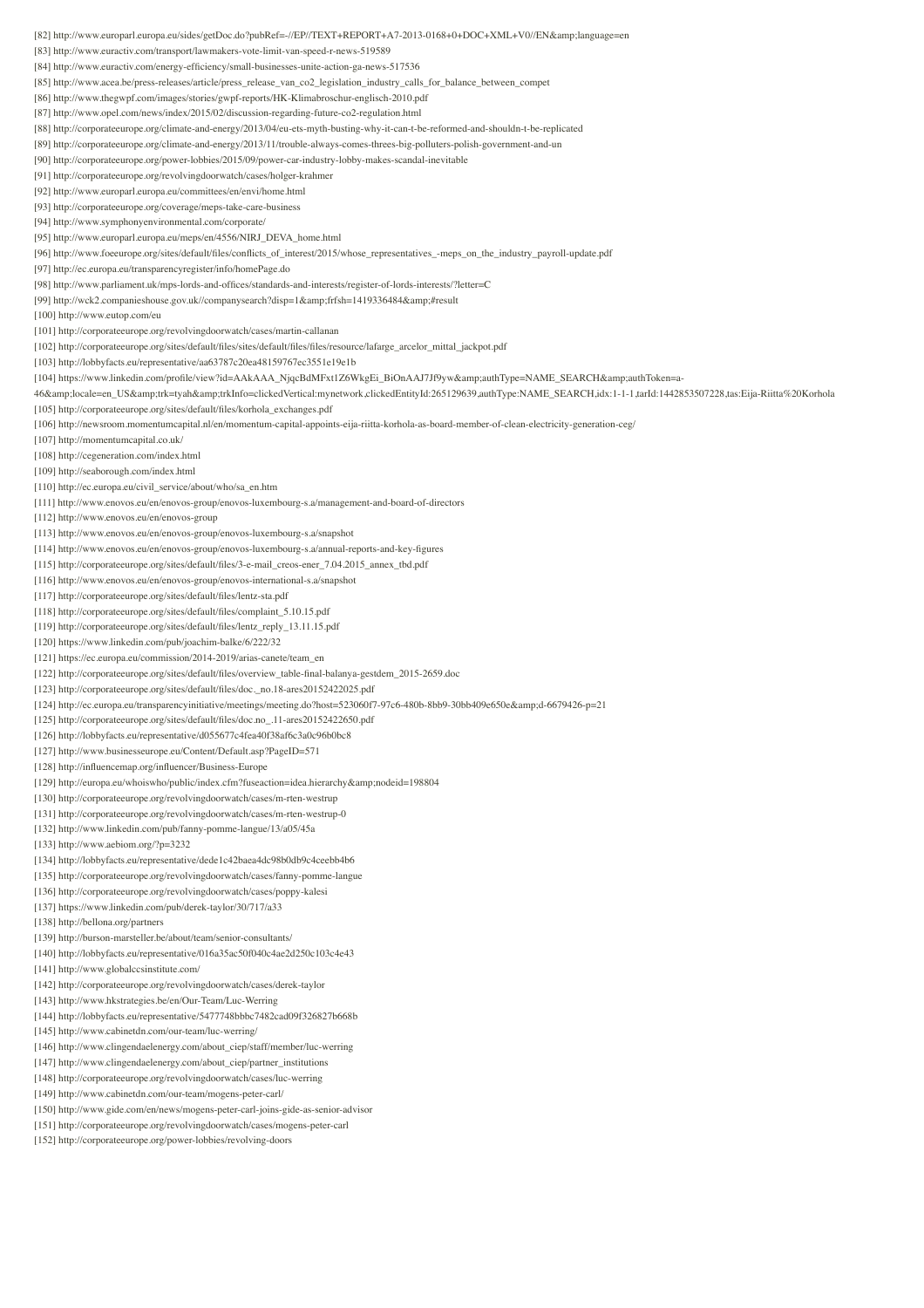[82] http://www.europarl.europa.eu/sides/getDoc.do?pubRef=-//EP//TEXT+REPORT+A7-2013-0168+0+DOC+XML+V0//EN&amp;language=en

[83] http://www.euractiv.com/transport/lawmakers-vote-limit-van-speed-r-news-519589

[84] http://www.euractiv.com/energy-efficiency/small-businesses-unite-action-ga-news-517536

[85] http://www.acea.be/press-releases/article/press_release_van_co2_legislation_industry_calls_for_balance_between_compet

[86] http://www.thegwpf.com/images/stories/gwpf-reports/HK-Klimabroschur-englisch-2010.pdf

[87] http://www.opel.com/news/index/2015/02/discussion-regarding-future-co2-regulation.html

[88] http://corporateeurope.org/climate-and-energy/2013/04/eu-ets-myth-busting-why-it-can-t-be-reformed-and-shouldn-t-be-replicated

[89] http://corporateeurope.org/climate-and-energy/2013/11/trouble-always-comes-threes-big-polluters-polish-government-and-un

[90] http://corporateeurope.org/power-lobbies/2015/09/power-car-industry-lobby-makes-scandal-inevitable

[91] http://corporateeurope.org/revolvingdoorwatch/cases/holger-krahmer

[92] http://www.europarl.europa.eu/committees/en/envi/home.html

[93] http://corporateeurope.org/coverage/meps-take-care-business

[94] http://www.symphonyenvironmental.com/corporate/

[95] http://www.europarl.europa.eu/meps/en/4556/NIRJ_DEVA_home.html

[96] http://www.foeeurope.org/sites/default/files/conflicts_of_interest/2015/whose_representatives_-meps_on_the_industry_payroll-update.pdf

[97] http://ec.europa.eu/transparencyregister/info/homePage.do

[98] http://www.parliament.uk/mps-lords-and-offices/standards-and-interests/register-of-lords-interests/?letter=C

[99] http://wck2.companieshouse.gov.uk//companysearch?disp=1&amp;frfsh=1419336484&amp;#result

[100] http://www.eutop.com/eu

[101] http://corporateeurope.org/revolvingdoorwatch/cases/martin-callanan

[102] http://corporateeurope.org/sites/default/files/sites/default/files/files/resource/lafarge_arcelor_mittal_jackpot.pdf

[103] http://lobbyfacts.eu/representative/aa63787c20ea48159767ec3551e19e1b

[104] https://www.linkedin.com/profile/view?id=AAkAAA_NjqcBdMFxt1Z6WkgEi_BiOnAAJ7Jf9yw&amp;authType=NAME_SEARCH&amp;authToken=a-46&amp;locale=en_US&amp;trk=tyah&amp;trkInfo=clickedVertical:mynetwork,clickedEntityId:265129639,authType:NAME_SEARCH,idx:1-1-1,tarId:1442853507228,tas:Eija-Riitta%20Korhola

[105] http://corporateeurope.org/sites/default/files/korhola_exchanges.pdf

[106] http://newsroom.momentumcapital.nl/en/momentum-capital-appoints-eija-riitta-korhola-as-board-member-of-clean-electricity-generation-ceg/

[107] http://momentumcapital.co.uk/

[108] http://cegeneration.com/index.html

[109] http://seaborough.com/index.html

[110] http://ec.europa.eu/civil_service/about/who/sa_en.htm

[111] http://www.enovos.eu/en/enovos-group/enovos-luxembourg-s.a/management-and-board-of-directors

[112] http://www.enovos.eu/en/enovos-group

[113] http://www.enovos.eu/en/enovos-group/enovos-luxembourg-s.a/snapshot

[114] http://www.enovos.eu/en/enovos-group/enovos-luxembourg-s.a/annual-reports-and-key-figures

[115] http://corporateeurope.org/sites/default/files/3-e-mail_creos-ener_7.04.2015_annex_tbd.pdf

[116] http://www.enovos.eu/en/enovos-group/enovos-international-s.a/snapshot

[117] http://corporateeurope.org/sites/default/files/lentz-sta.pdf

[118] http://corporateeurope.org/sites/default/files/complaint_5.10.15.pdf

[119] http://corporateeurope.org/sites/default/files/lentz_reply_13.11.15.pdf

[120] https://www.linkedin.com/pub/joachim-balke/6/222/32

[121] https://ec.europa.eu/commission/2014-2019/arias-canete/team_en

[122] http://corporateeurope.org/sites/default/files/overview_table-final-balanya-gestdem_2015-2659.doc

[123] http://corporateeurope.org/sites/default/files/doc._no.18-ares20152422025.pdf

[124] http://ec.europa.eu/transparencyinitiative/meetings/meeting.do?host=523060f7-97c6-480b-8bb9-30bb409e650e&amp;d-6679426-p=21

[125] http://corporateeurope.org/sites/default/files/doc.no_.11-ares20152422650.pdf

[126] http://lobbyfacts.eu/representative/d055677c4fea40f38af6c3a0c96b0bc8

[127] http://www.businesseurope.eu/Content/Default.asp?PageID=571

[128] http://influencemap.org/influencer/Business-Europe

[129] http://europa.eu/whoiswho/public/index.cfm?fuseaction=idea.hierarchy&amp;nodeid=198804

[130] http://corporateeurope.org/revolvingdoorwatch/cases/m-rten-westrup

[131] http://corporateeurope.org/revolvingdoorwatch/cases/m-rten-westrup-0

[132] http://www.linkedin.com/pub/fanny-pomme-langue/13/a05/45a

[133] http://www.aebiom.org/?p=3232

[134] http://lobbyfacts.eu/representative/dede1c42baea4dc98b0db9c4ceebb4b6

[135] http://corporateeurope.org/revolvingdoorwatch/cases/fanny-pomme-langue

[136] http://corporateeurope.org/revolvingdoorwatch/cases/poppy-kalesi

[137] https://www.linkedin.com/pub/derek-taylor/30/717/a33

[138] http://bellona.org/partners

[139] http://burson-marsteller.be/about/team/senior-consultants/

[140] http://lobbyfacts.eu/representative/016a35ac50f040c4ae2d250c103c4e43

[141] http://www.globalccsinstitute.com/

[142] http://corporateeurope.org/revolvingdoorwatch/cases/derek-taylor

[143] http://www.hkstrategies.be/en/Our-Team/Luc-Werring

[144] http://lobbyfacts.eu/representative/5477748bbbc7482cad09f326827b668b

[145] http://www.cabinetdn.com/our-team/luc-werring/

[146] http://www.clingendaelenergy.com/about_ciep/staff/member/luc-werring

[147] http://www.clingendaelenergy.com/about_ciep/partner_institutions

[148] http://corporateeurope.org/revolvingdoorwatch/cases/luc-werring

[149] http://www.cabinetdn.com/our-team/mogens-peter-carl/

[150] http://www.gide.com/en/news/mogens-peter-carl-joins-gide-as-senior-advisor

[151] http://corporateeurope.org/revolvingdoorwatch/cases/mogens-peter-carl

[152] http://corporateeurope.org/power-lobbies/revolving-doors